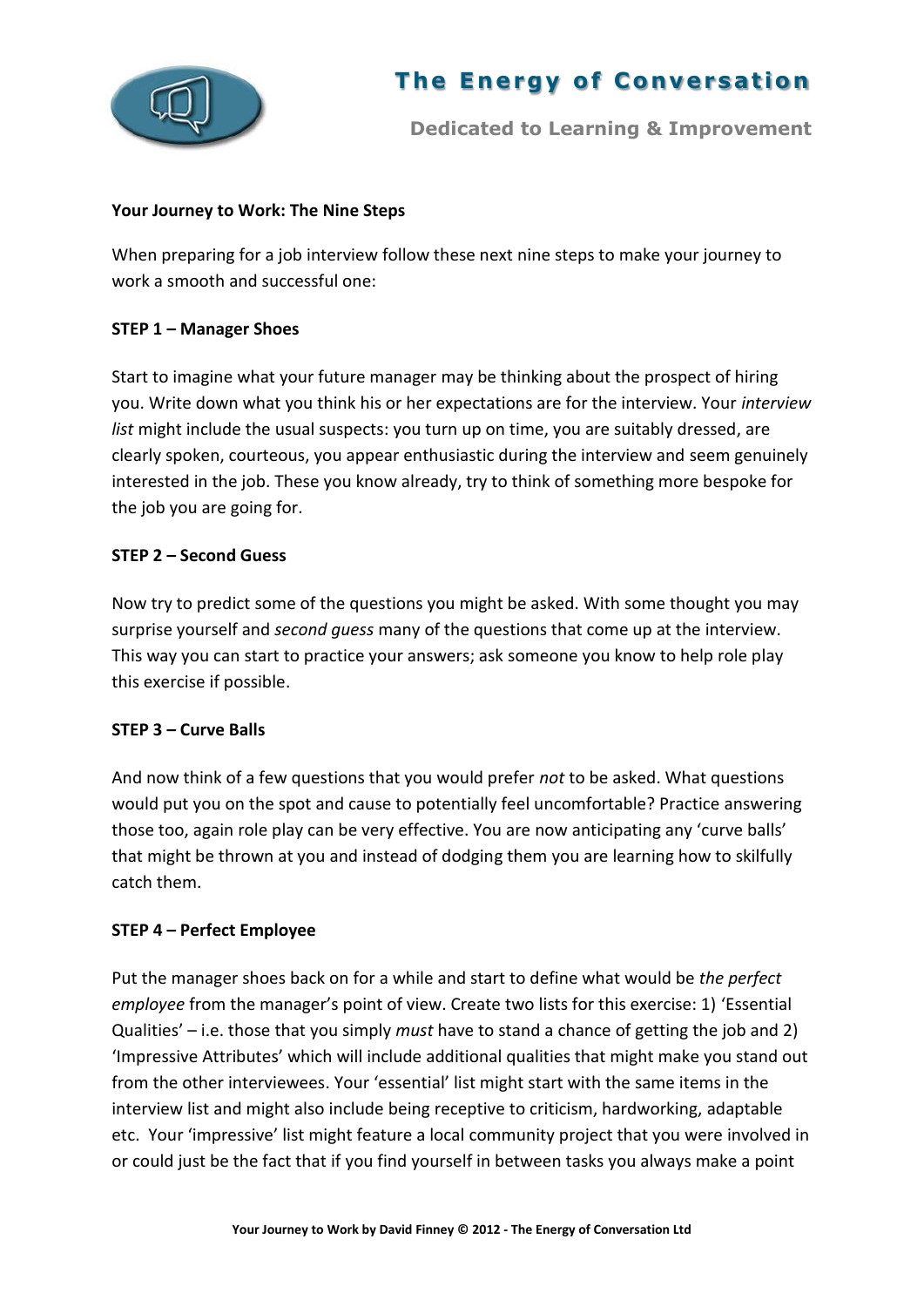**Your Journey to Work: The Nine Steps**

When preparing for a job interview follow these next nine steps to make your journey to work a smooth and successful one:

**STEP 1 – Manager Shoes**

Start to imagine what your future manager may be thinking about the prospect of hiring you. Write down what you think his or her expectations are for the interview. Your *interview list* might include the usual suspects: you turn up on time, you are suitably dressed, are clearly spoken, courteous, you appear enthusiastic during the interview and seem genuinely interested in the job. These you know already, try to think of something more bespoke for the job you are going for.

**STEP 2 – Second Guess**

Now try to predict some of the questions you might be asked. With some thought you may surprise yourself and *second guess* many of the questions that come up at the interview. This way you can start to practice your answers; ask someone you know to help role play this exercise if possible.

**STEP 3 – Curve Balls**

And now think of a few questions that you would prefer *not* to be asked. What questions would put you on the spot and cause to potentially feel uncomfortable? Practice answering those too, again role play can be very effective. You are now anticipating any 'curve balls' that might be thrown at you and instead of dodging them you are learning how to skilfully catch them.

**STEP 4 – Perfect Employee**

Put the manager shoes back on for a while and start to define what would be *the perfect employee* from the manager's point of view. Create two lists for this exercise: 1) 'Essential Qualities' – i.e. those that you simply *must* have to stand a chance of getting the job and 2) 'Impressive Attributes' which will include additional qualities that might make you stand out from the other interviewees. Your 'essential' list might start with the same items in the interview list and might also include being receptive to criticism, hardworking, adaptable etc. Your 'impressive' list might feature a local community project that you were involved in or could just be the fact that if you find yourself in between tasks you always make a point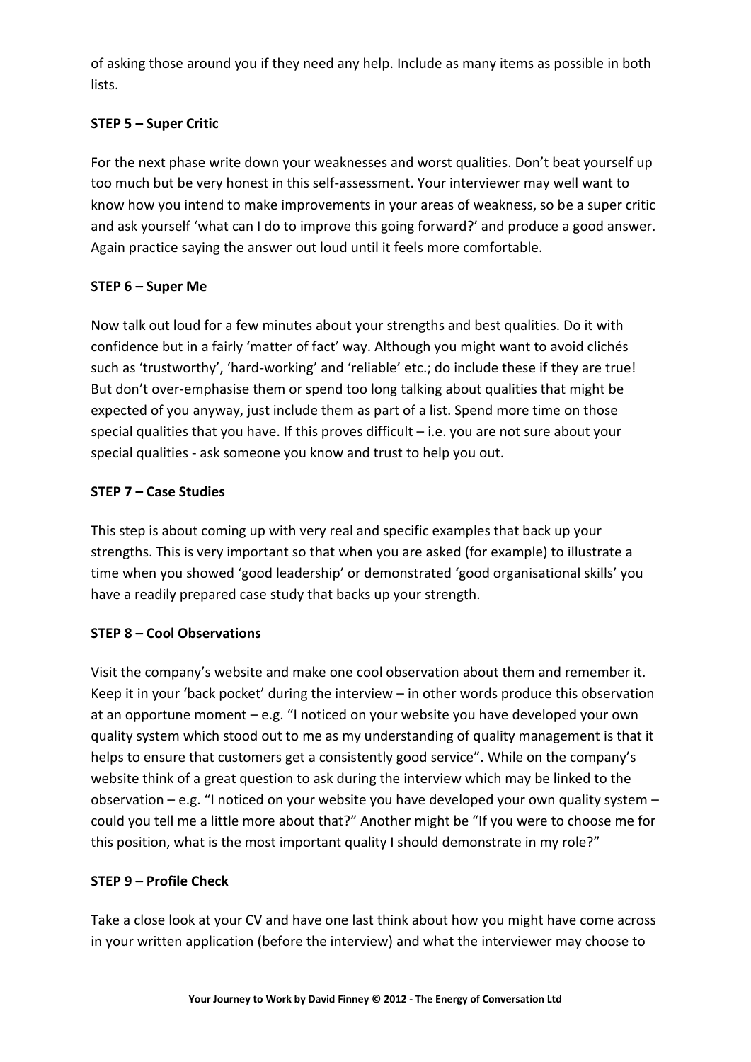of asking those around you if they need any help. Include as many items as possible in both lists.

**STEP 5 – Super Critic**

For the next phase write down your weaknesses and worst qualities. Don't beat yourself up too much but be very honest in this self-assessment. Your interviewer may well want to know how you intend to make improvements in your areas of weakness, so be a super critic and ask yourself 'what can I do to improve this going forward?' and produce a good answer. Again practice saying the answer out loud until it feels more comfortable.

**STEP 6 – Super Me**

Now talk out loud for a few minutes about your strengths and best qualities. Do it with confidence but in a fairly 'matter of fact' way. Although you might want to avoid clichés such as 'trustworthy', 'hard-working' and 'reliable' etc.; do include these if they are true! But don't over-emphasise them or spend too long talking about qualities that might be expected of you anyway, just include them as part of a list. Spend more time on those special qualities that you have. If this proves difficult – i.e. you are not sure about your special qualities - ask someone you know and trust to help you out.

**STEP 7 – Case Studies**

This step is about coming up with very real and specific examples that back up your strengths. This is very important so that when you are asked (for example) to illustrate a time when you showed 'good leadership' or demonstrated 'good organisational skills' you have a readily prepared case study that backs up your strength.

**STEP 8 – Cool Observations**

Visit the company's website and make one cool observation about them and remember it. Keep it in your 'back pocket' during the interview – in other words produce this observation at an opportune moment – e.g. "I noticed on your website you have developed your own quality system which stood out to me as my understanding of quality management is that it helps to ensure that customers get a consistently good service". While on the company's website think of a great question to ask during the interview which may be linked to the observation – e.g. "I noticed on your website you have developed your own quality system – could you tell me a little more about that?" Another might be "If you were to choose me for this position, what is the most important quality I should demonstrate in my role?"

**STEP 9 – Profile Check**

Take a close look at your CV and have one last think about how you might have come across in your written application (before the interview) and what the interviewer may choose to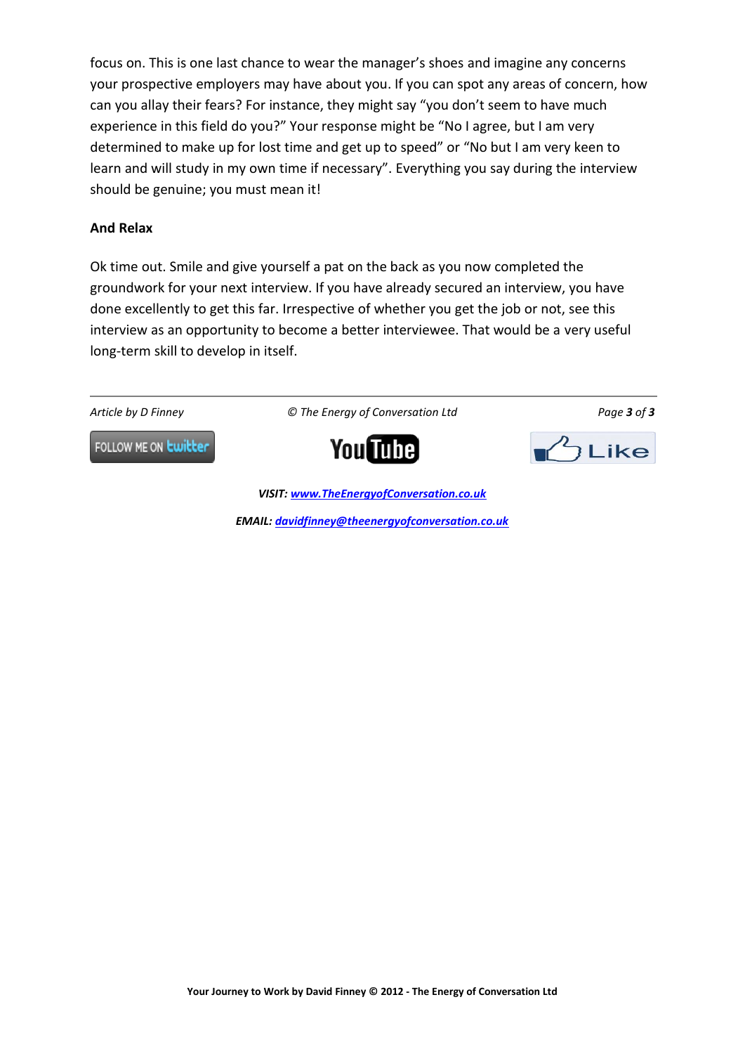focus on. This is one last chance to wear the manager's shoes and imagine any concerns your prospective employers may have about you. If you can spot any areas of concern, how can you allay their fears? For instance, they might say "you don't seem to have much experience in this field do you?" Your response might be "No I agree, but I am very determined to make up for lost time and get up to speed" or "No but I am very keen to learn and will study in my own time if necessary". Everything you say during the interview should be genuine; you must mean it!

**And Relax**

Ok time out. Smile and give yourself a pat on the back as you now completed the groundwork for your next interview. If you have already secured an interview, you have done excellently to get this far. Irrespective of whether you get the job or not, see this interview as an opportunity to become a better interviewee. That would be a very useful long-term skill to develop in itself.

*Article by D Finney* | *© The Energy of Conversation Ltd*

FOLLOW ME ON twitter | YouTube | Like

***VISIT: www.TheEnergyofConversation.co.uk***

***EMAIL: davidfinney@theenergyofconversation.co.uk***